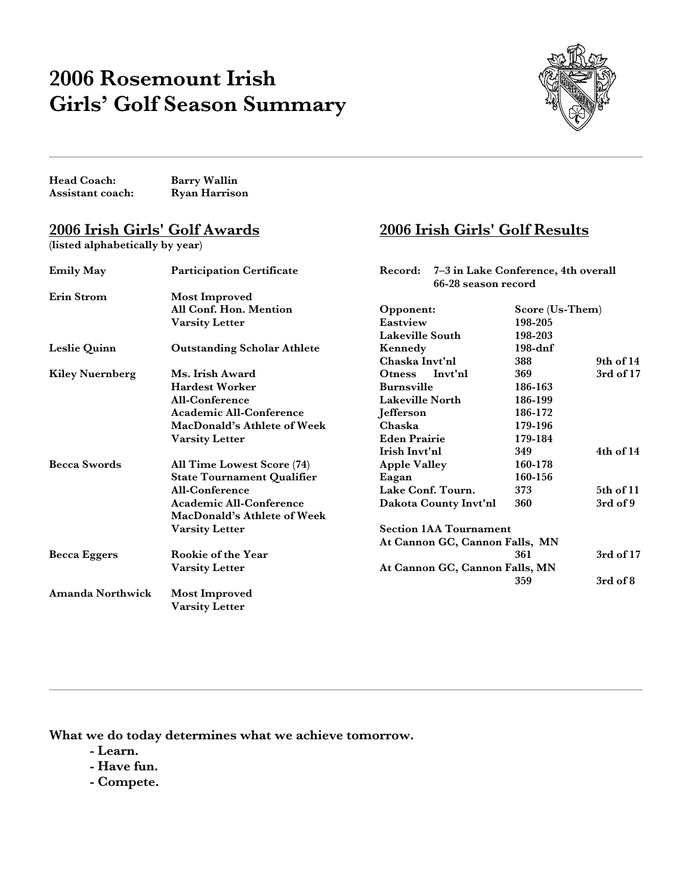# 2006 Rosemount Irish Girls' Golf Season Summary

**Head Coach:** Barry Wallin
**Assistant coach:** Ryan Harrison

## 2006 Irish Girls' Golf Awards

(listed alphabetically by year)

| Name | Awards |
|---|---|
| **Emily May** | **Participation Certificate** |
| **Erin Strom** | **Most Improved**<br>**All Conf. Hon. Mention**<br>**Varsity Letter** |
| **Leslie Quinn** | **Outstanding Scholar Athlete** |
| **Kiley Nuernberg** | **Ms. Irish Award**<br>**Hardest Worker**<br>**All-Conference**<br>**Academic All-Conference**<br>**MacDonald's Athlete of Week**<br>**Varsity Letter** |
| **Becca Swords** | **All Time Lowest Score (74)**<br>**State Tournament Qualifier**<br>**All-Conference**<br>**Academic All-Conference**<br>**MacDonald's Athlete of Week**<br>**Varsity Letter** |
| **Becca Eggers** | **Rookie of the Year**<br>**Varsity Letter** |
| **Amanda Northwick** | **Most Improved**<br>**Varsity Letter** |

## 2006 Irish Girls' Golf Results

**Record:** **7–3 in Lake Conference, 4th overall**
**66-28 season record**

| Opponent: | Score (Us-Them) | |
|---|---|---|
| Eastview | 198-205 | |
| Lakeville South | 198-203 | |
| Kennedy | 198-dnf | |
| Chaska Invt'nl | 388 | 9th of 14 |
| Otness Invt'nl | 369 | 3rd of 17 |
| Burnsville | 186-163 | |
| Lakeville North | 186-199 | |
| Jefferson | 186-172 | |
| Chaska | 179-196 | |
| Eden Prairie | 179-184 | |
| Irish Invt'nl | 349 | 4th of 14 |
| Apple Valley | 160-178 | |
| Eagan | 160-156 | |
| Lake Conf. Tourn. | 373 | 5th of 11 |
| Dakota County Invt'nl | 360 | 3rd of 9 |
| Section 1AA Tournament | | |
| At Cannon GC, Cannon Falls, MN | 361 | 3rd of 17 |
| At Cannon GC, Cannon Falls, MN | 359 | 3rd of 8 |

**What we do today determines what we achieve tomorrow.**

- **Learn.**
- **Have fun.**
- **Compete.**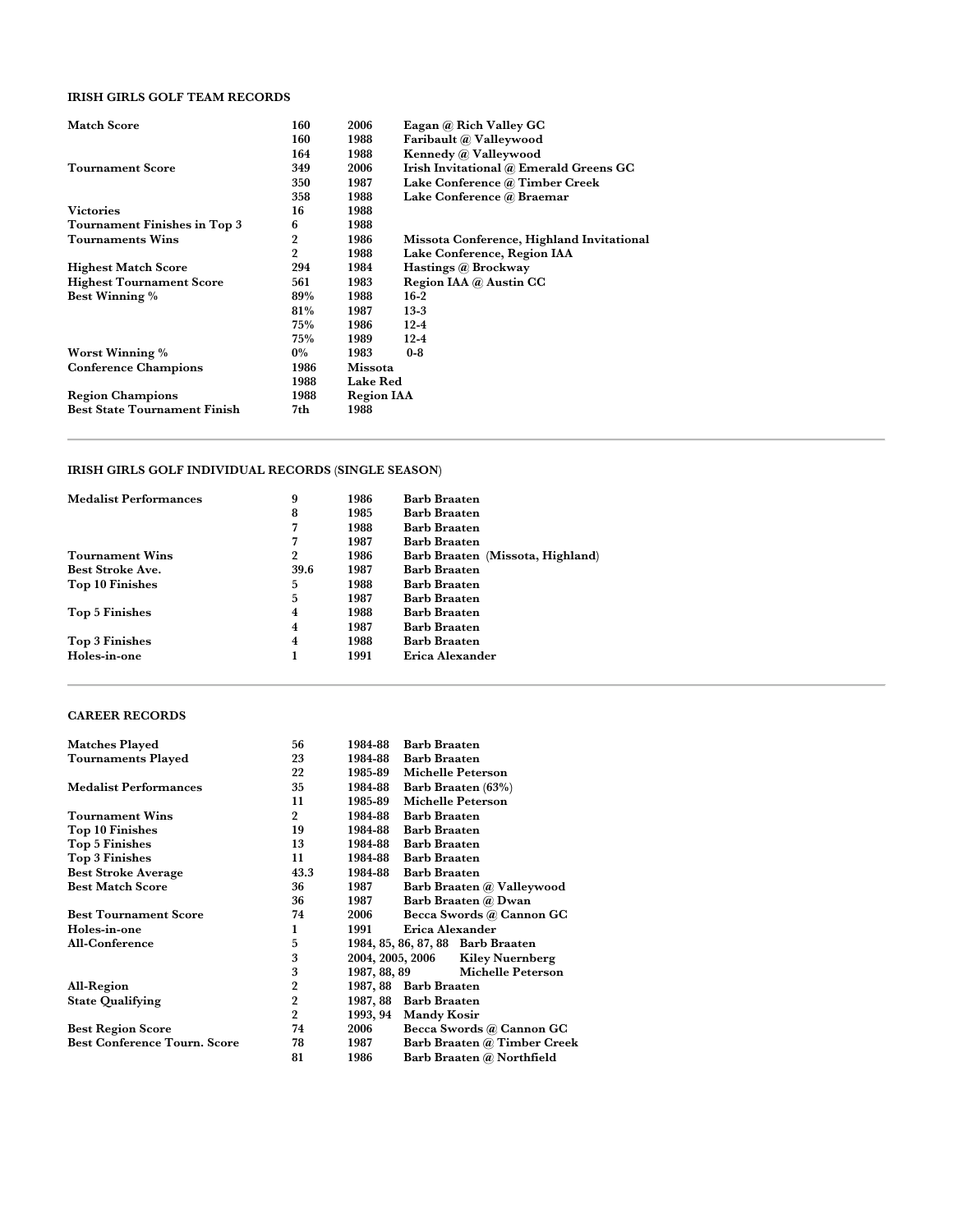### IRISH GIRLS GOLF TEAM RECORDS

| | | | |
|---|---|---|---|
| **Match Score** | 160 | 2006 | Eagan @ Rich Valley GC |
| | 160 | 1988 | Faribault @ Valleywood |
| | 164 | 1988 | Kennedy @ Valleywood |
| **Tournament Score** | 349 | 2006 | Irish Invitational @ Emerald Greens GC |
| | 350 | 1987 | Lake Conference @ Timber Creek |
| | 358 | 1988 | Lake Conference @ Braemar |
| **Victories** | 16 | 1988 | |
| **Tournament Finishes in Top 3** | 6 | 1988 | |
| **Tournaments Wins** | 2 | 1986 | Missota Conference, Highland Invitational |
| | 2 | 1988 | Lake Conference, Region IAA |
| **Highest Match Score** | 294 | 1984 | Hastings @ Brockway |
| **Highest Tournament Score** | 561 | 1983 | Region IAA @ Austin CC |
| **Best Winning %** | 89% | 1988 | 16-2 |
| | 81% | 1987 | 13-3 |
| | 75% | 1986 | 12-4 |
| | 75% | 1989 | 12-4 |
| **Worst Winning %** | 0% | 1983 | 0-8 |
| **Conference Champions** | 1986 | Missota | |
| | 1988 | Lake Red | |
| **Region Champions** | 1988 | Region IAA | |
| **Best State Tournament Finish** | 7th | 1988 | |

---

### IRISH GIRLS GOLF INDIVIDUAL RECORDS (SINGLE SEASON)

| | | | |
|---|---|---|---|
| **Medalist Performances** | 9 | 1986 | Barb Braaten |
| | 8 | 1985 | Barb Braaten |
| | 7 | 1988 | Barb Braaten |
| | 7 | 1987 | Barb Braaten |
| **Tournament Wins** | 2 | 1986 | Barb Braaten (Missota, Highland) |
| **Best Stroke Ave.** | 39.6 | 1987 | Barb Braaten |
| **Top 10 Finishes** | 5 | 1988 | Barb Braaten |
| | 5 | 1987 | Barb Braaten |
| **Top 5 Finishes** | 4 | 1988 | Barb Braaten |
| | 4 | 1987 | Barb Braaten |
| **Top 3 Finishes** | 4 | 1988 | Barb Braaten |
| **Holes-in-one** | 1 | 1991 | Erica Alexander |

---

### CAREER RECORDS

| | | | |
|---|---|---|---|
| **Matches Played** | 56 | 1984-88 | Barb Braaten |
| **Tournaments Played** | 23 | 1984-88 | Barb Braaten |
| | 22 | 1985-89 | Michelle Peterson |
| **Medalist Performances** | 35 | 1984-88 | Barb Braaten (63%) |
| | 11 | 1985-89 | Michelle Peterson |
| **Tournament Wins** | 2 | 1984-88 | Barb Braaten |
| **Top 10 Finishes** | 19 | 1984-88 | Barb Braaten |
| **Top 5 Finishes** | 13 | 1984-88 | Barb Braaten |
| **Top 3 Finishes** | 11 | 1984-88 | Barb Braaten |
| **Best Stroke Average** | 43.3 | 1984-88 | Barb Braaten |
| **Best Match Score** | 36 | 1987 | Barb Braaten @ Valleywood |
| | 36 | 1987 | Barb Braaten @ Dwan |
| **Best Tournament Score** | 74 | 2006 | Becca Swords @ Cannon GC |
| **Holes-in-one** | 1 | 1991 | Erica Alexander |
| **All-Conference** | 5 | 1984, 85, 86, 87, 88 | Barb Braaten |
| | 3 | 2004, 2005, 2006 | Kiley Nuernberg |
| | 3 | 1987, 88, 89 | Michelle Peterson |
| **All-Region** | 2 | 1987, 88 | Barb Braaten |
| **State Qualifying** | 2 | 1987, 88 | Barb Braaten |
| | 2 | 1993, 94 | Mandy Kosir |
| **Best Region Score** | 74 | 2006 | Becca Swords @ Cannon GC |
| **Best Conference Tourn. Score** | 78 | 1987 | Barb Braaten @ Timber Creek |
| | 81 | 1986 | Barb Braaten @ Northfield |